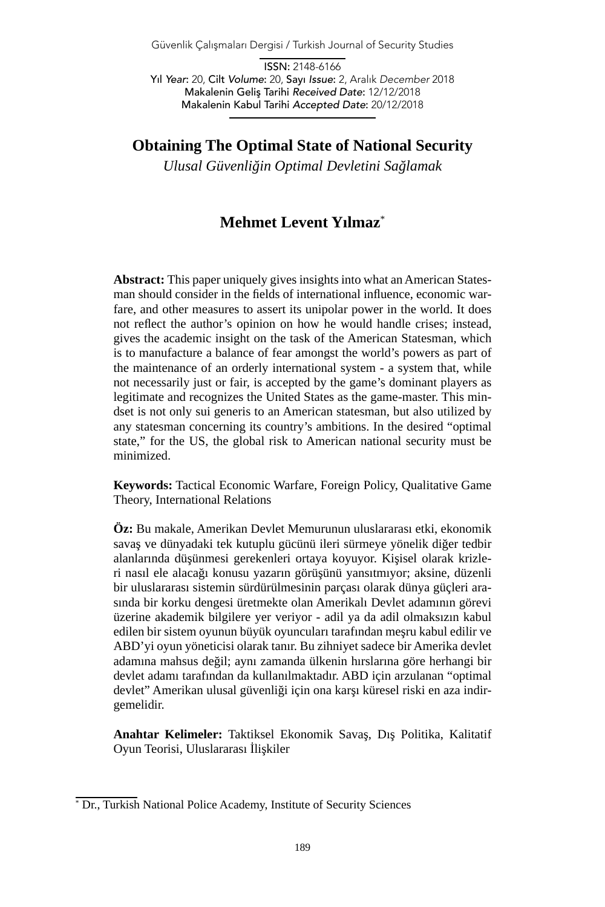Güvenlik Çalışmaları Dergisi / Turkish Journal of Security Studies

ISSN: 2148-6166
Yıl *Year*: 20, Cilt *Volume*: 20, Sayı *Issue*: 2, Aralık *December* 2018
Makalenin Geliş Tarihi *Received Date*: 12/12/2018
Makalenin Kabul Tarihi *Accepted Date*: 20/12/2018

# Obtaining The Optimal State of National Security

*Ulusal Güvenliğin Optimal Devletini Sağlamak*

## Mehmet Levent Yılmaz*

**Abstract:** This paper uniquely gives insights into what an American Statesman should consider in the fields of international influence, economic warfare, and other measures to assert its unipolar power in the world. It does not reflect the author's opinion on how he would handle crises; instead, gives the academic insight on the task of the American Statesman, which is to manufacture a balance of fear amongst the world's powers as part of the maintenance of an orderly international system - a system that, while not necessarily just or fair, is accepted by the game's dominant players as legitimate and recognizes the United States as the game-master. This mindset is not only sui generis to an American statesman, but also utilized by any statesman concerning its country's ambitions. In the desired "optimal state," for the US, the global risk to American national security must be minimized.

**Keywords:** Tactical Economic Warfare, Foreign Policy, Qualitative Game Theory, International Relations

**Öz:** Bu makale, Amerikan Devlet Memurunun uluslararası etki, ekonomik savaş ve dünyadaki tek kutuplu gücünü ileri sürmeye yönelik diğer tedbir alanlarında düşünmesi gerekenleri ortaya koyuyor. Kişisel olarak krizleri nasıl ele alacağı konusu yazarın görüşünü yansıtmıyor; aksine, düzenli bir uluslararası sistemin sürdürülmesinin parçası olarak dünya güçleri arasında bir korku dengesi üretmekte olan Amerikalı Devlet adamının görevi üzerine akademik bilgilere yer veriyor - adil ya da adil olmaksızın kabul edilen bir sistem oyunun büyük oyuncuları tarafından meşru kabul edilir ve ABD'yi oyun yöneticisi olarak tanır. Bu zihniyet sadece bir Amerika devlet adamına mahsus değil; aynı zamanda ülkenin hırslarına göre herhangi bir devlet adamı tarafından da kullanılmaktadır. ABD için arzulanan "optimal devlet" Amerikan ulusal güvenliği için ona karşı küresel riski en aza indirgemelidir.

**Anahtar Kelimeler:** Taktiksel Ekonomik Savaş, Dış Politika, Kalitatif Oyun Teorisi, Uluslararası İlişkiler

---

* Dr., Turkish National Police Academy, Institute of Security Sciences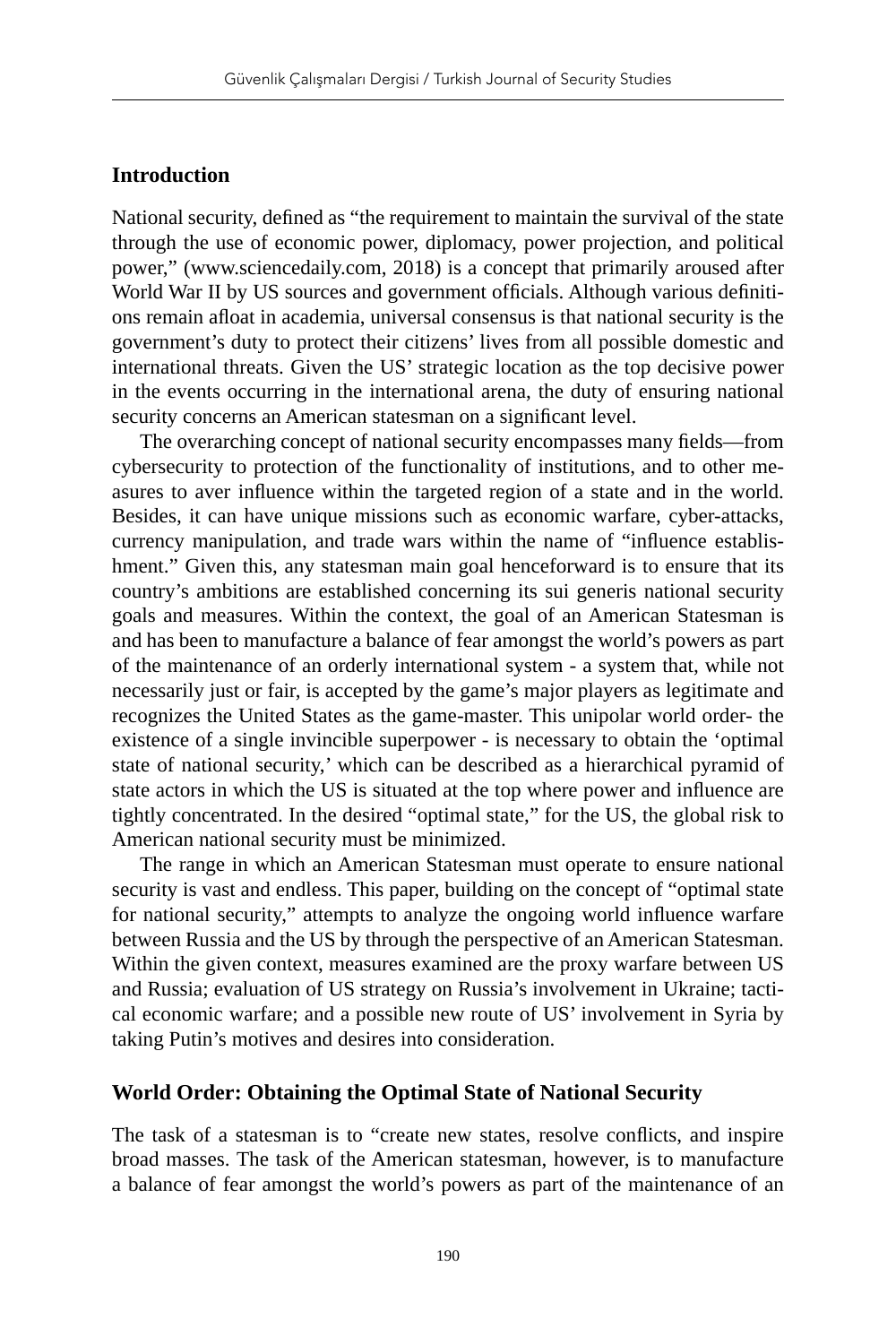## Introduction

National security, defined as "the requirement to maintain the survival of the state through the use of economic power, diplomacy, power projection, and political power," (www.sciencedaily.com, 2018) is a concept that primarily aroused after World War II by US sources and government officials. Although various definitions remain afloat in academia, universal consensus is that national security is the government's duty to protect their citizens' lives from all possible domestic and international threats. Given the US' strategic location as the top decisive power in the events occurring in the international arena, the duty of ensuring national security concerns an American statesman on a significant level.

The overarching concept of national security encompasses many fields—from cybersecurity to protection of the functionality of institutions, and to other measures to aver influence within the targeted region of a state and in the world. Besides, it can have unique missions such as economic warfare, cyber-attacks, currency manipulation, and trade wars within the name of "influence establishment." Given this, any statesman main goal henceforward is to ensure that its country's ambitions are established concerning its sui generis national security goals and measures. Within the context, the goal of an American Statesman is and has been to manufacture a balance of fear amongst the world's powers as part of the maintenance of an orderly international system - a system that, while not necessarily just or fair, is accepted by the game's major players as legitimate and recognizes the United States as the game-master. This unipolar world order- the existence of a single invincible superpower - is necessary to obtain the 'optimal state of national security,' which can be described as a hierarchical pyramid of state actors in which the US is situated at the top where power and influence are tightly concentrated. In the desired "optimal state," for the US, the global risk to American national security must be minimized.

The range in which an American Statesman must operate to ensure national security is vast and endless. This paper, building on the concept of "optimal state for national security," attempts to analyze the ongoing world influence warfare between Russia and the US by through the perspective of an American Statesman. Within the given context, measures examined are the proxy warfare between US and Russia; evaluation of US strategy on Russia's involvement in Ukraine; tactical economic warfare; and a possible new route of US' involvement in Syria by taking Putin's motives and desires into consideration.

## World Order: Obtaining the Optimal State of National Security

The task of a statesman is to "create new states, resolve conflicts, and inspire broad masses. The task of the American statesman, however, is to manufacture a balance of fear amongst the world's powers as part of the maintenance of an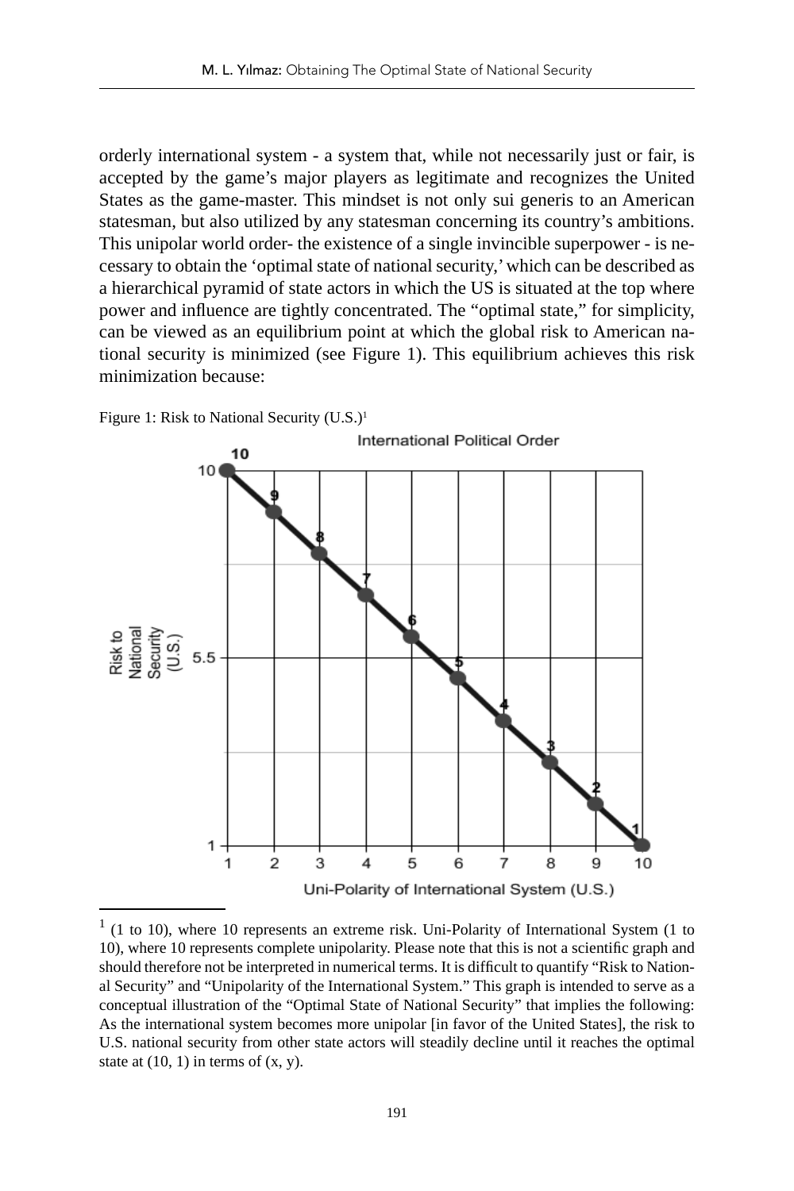orderly international system - a system that, while not necessarily just or fair, is accepted by the game's major players as legitimate and recognizes the United States as the game-master. This mindset is not only sui generis to an American statesman, but also utilized by any statesman concerning its country's ambitions. This unipolar world order- the existence of a single invincible superpower - is necessary to obtain the 'optimal state of national security,' which can be described as a hierarchical pyramid of state actors in which the US is situated at the top where power and influence are tightly concentrated. The "optimal state," for simplicity, can be viewed as an equilibrium point at which the global risk to American national security is minimized (see Figure 1). This equilibrium achieves this risk minimization because:

Figure 1: Risk to National Security (U.S.)[1]

International Political Order

Risk to National Security (U.S.)

Uni-Polarity of International System (U.S.)

[1] (1 to 10), where 10 represents an extreme risk. Uni-Polarity of International System (1 to 10), where 10 represents complete unipolarity. Please note that this is not a scientific graph and should therefore not be interpreted in numerical terms. It is difficult to quantify "Risk to National Security" and "Unipolarity of the International System." This graph is intended to serve as a conceptual illustration of the "Optimal State of National Security" that implies the following: As the international system becomes more unipolar [in favor of the United States], the risk to U.S. national security from other state actors will steadily decline until it reaches the optimal state at (10, 1) in terms of (x, y).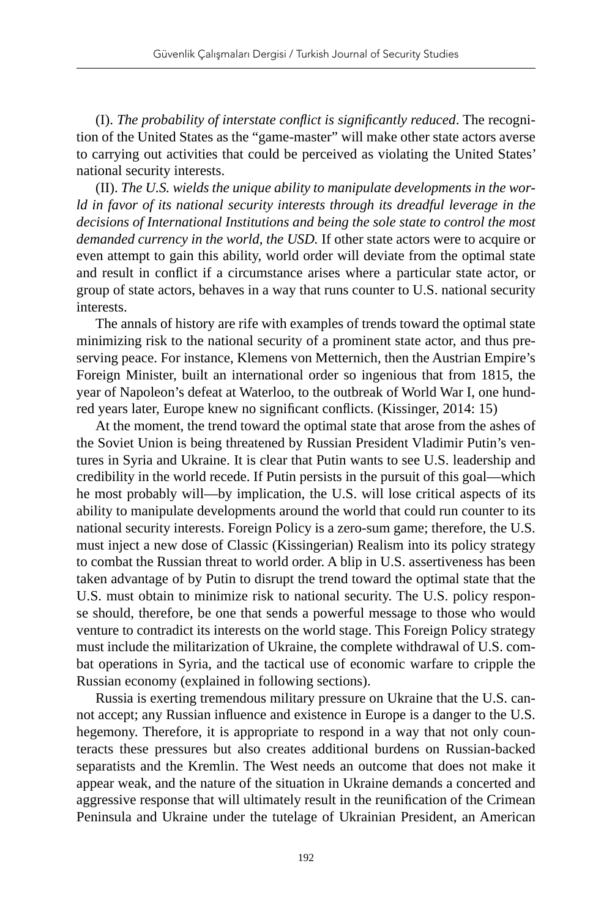(I). *The probability of interstate conflict is significantly reduced*. The recognition of the United States as the "game-master" will make other state actors averse to carrying out activities that could be perceived as violating the United States' national security interests.

(II). *The U.S. wields the unique ability to manipulate developments in the world in favor of its national security interests through its dreadful leverage in the decisions of International Institutions and being the sole state to control the most demanded currency in the world, the USD.* If other state actors were to acquire or even attempt to gain this ability, world order will deviate from the optimal state and result in conflict if a circumstance arises where a particular state actor, or group of state actors, behaves in a way that runs counter to U.S. national security interests.

The annals of history are rife with examples of trends toward the optimal state minimizing risk to the national security of a prominent state actor, and thus preserving peace. For instance, Klemens von Metternich, then the Austrian Empire's Foreign Minister, built an international order so ingenious that from 1815, the year of Napoleon's defeat at Waterloo, to the outbreak of World War I, one hundred years later, Europe knew no significant conflicts. (Kissinger, 2014: 15)

At the moment, the trend toward the optimal state that arose from the ashes of the Soviet Union is being threatened by Russian President Vladimir Putin's ventures in Syria and Ukraine. It is clear that Putin wants to see U.S. leadership and credibility in the world recede. If Putin persists in the pursuit of this goal—which he most probably will—by implication, the U.S. will lose critical aspects of its ability to manipulate developments around the world that could run counter to its national security interests. Foreign Policy is a zero-sum game; therefore, the U.S. must inject a new dose of Classic (Kissingerian) Realism into its policy strategy to combat the Russian threat to world order. A blip in U.S. assertiveness has been taken advantage of by Putin to disrupt the trend toward the optimal state that the U.S. must obtain to minimize risk to national security. The U.S. policy response should, therefore, be one that sends a powerful message to those who would venture to contradict its interests on the world stage. This Foreign Policy strategy must include the militarization of Ukraine, the complete withdrawal of U.S. combat operations in Syria, and the tactical use of economic warfare to cripple the Russian economy (explained in following sections).

Russia is exerting tremendous military pressure on Ukraine that the U.S. cannot accept; any Russian influence and existence in Europe is a danger to the U.S. hegemony. Therefore, it is appropriate to respond in a way that not only counteracts these pressures but also creates additional burdens on Russian-backed separatists and the Kremlin. The West needs an outcome that does not make it appear weak, and the nature of the situation in Ukraine demands a concerted and aggressive response that will ultimately result in the reunification of the Crimean Peninsula and Ukraine under the tutelage of Ukrainian President, an American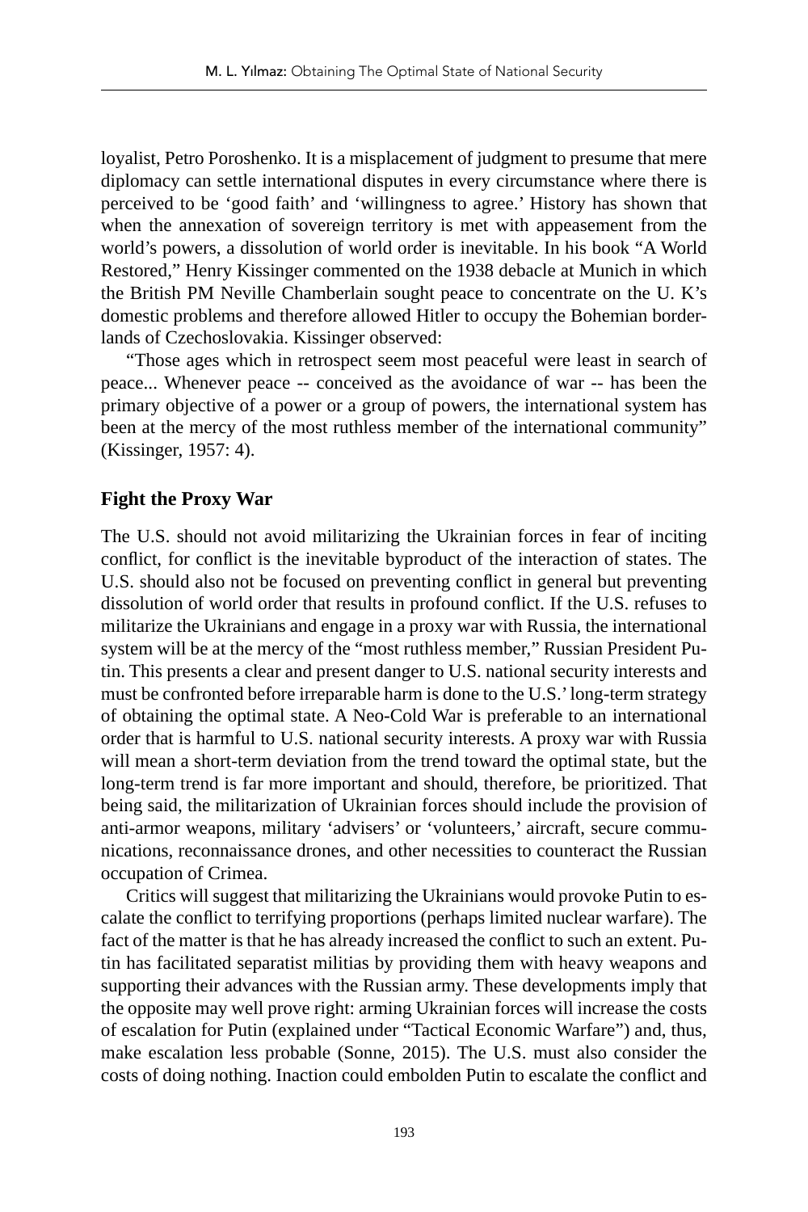loyalist, Petro Poroshenko. It is a misplacement of judgment to presume that mere diplomacy can settle international disputes in every circumstance where there is perceived to be 'good faith' and 'willingness to agree.' History has shown that when the annexation of sovereign territory is met with appeasement from the world's powers, a dissolution of world order is inevitable. In his book "A World Restored," Henry Kissinger commented on the 1938 debacle at Munich in which the British PM Neville Chamberlain sought peace to concentrate on the U. K's domestic problems and therefore allowed Hitler to occupy the Bohemian borderlands of Czechoslovakia. Kissinger observed:

"Those ages which in retrospect seem most peaceful were least in search of peace... Whenever peace -- conceived as the avoidance of war -- has been the primary objective of a power or a group of powers, the international system has been at the mercy of the most ruthless member of the international community" (Kissinger, 1957: 4).

## Fight the Proxy War

The U.S. should not avoid militarizing the Ukrainian forces in fear of inciting conflict, for conflict is the inevitable byproduct of the interaction of states. The U.S. should also not be focused on preventing conflict in general but preventing dissolution of world order that results in profound conflict. If the U.S. refuses to militarize the Ukrainians and engage in a proxy war with Russia, the international system will be at the mercy of the "most ruthless member," Russian President Putin. This presents a clear and present danger to U.S. national security interests and must be confronted before irreparable harm is done to the U.S.' long-term strategy of obtaining the optimal state. A Neo-Cold War is preferable to an international order that is harmful to U.S. national security interests. A proxy war with Russia will mean a short-term deviation from the trend toward the optimal state, but the long-term trend is far more important and should, therefore, be prioritized. That being said, the militarization of Ukrainian forces should include the provision of anti-armor weapons, military 'advisers' or 'volunteers,' aircraft, secure communications, reconnaissance drones, and other necessities to counteract the Russian occupation of Crimea.

Critics will suggest that militarizing the Ukrainians would provoke Putin to escalate the conflict to terrifying proportions (perhaps limited nuclear warfare). The fact of the matter is that he has already increased the conflict to such an extent. Putin has facilitated separatist militias by providing them with heavy weapons and supporting their advances with the Russian army. These developments imply that the opposite may well prove right: arming Ukrainian forces will increase the costs of escalation for Putin (explained under "Tactical Economic Warfare") and, thus, make escalation less probable (Sonne, 2015). The U.S. must also consider the costs of doing nothing. Inaction could embolden Putin to escalate the conflict and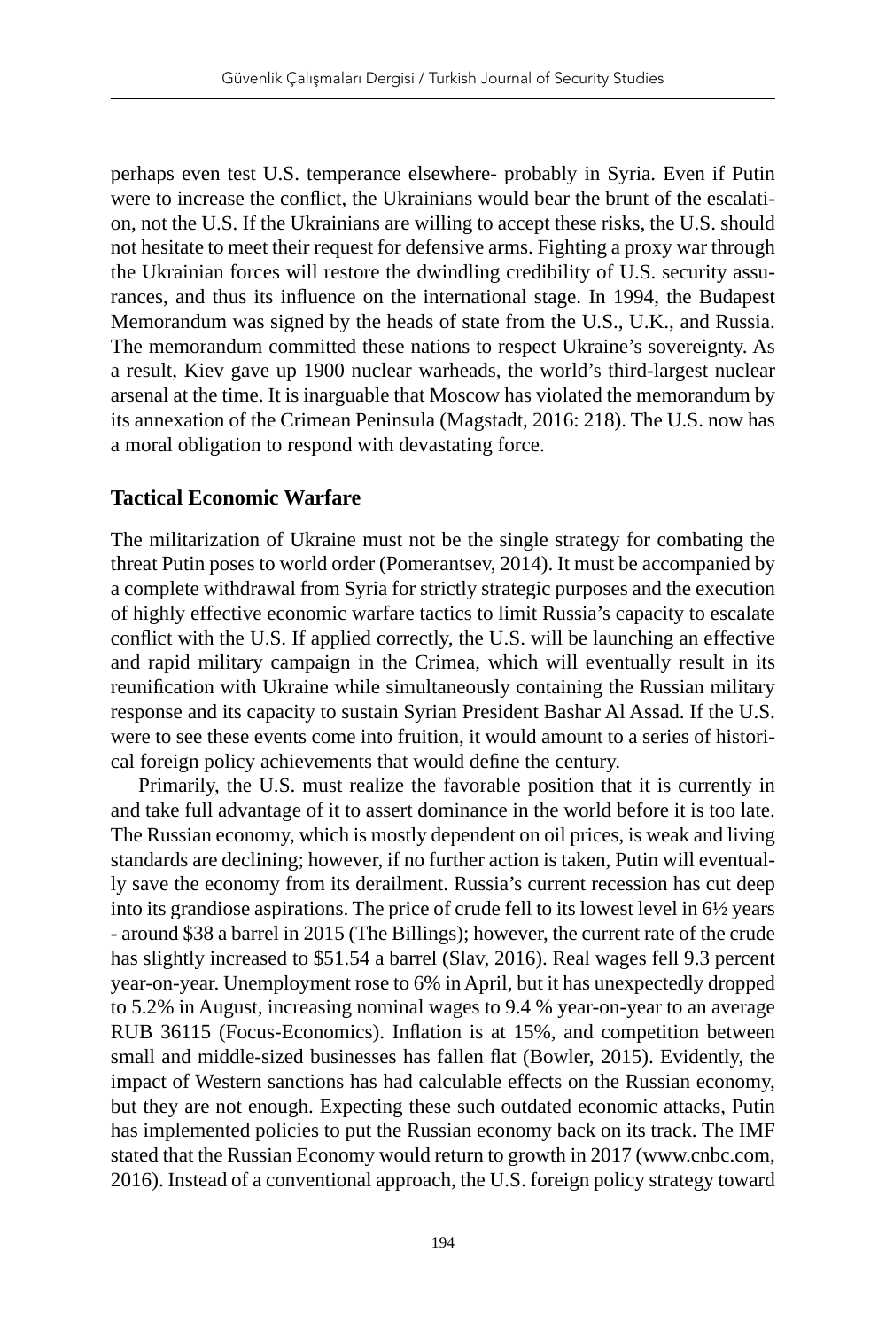perhaps even test U.S. temperance elsewhere- probably in Syria. Even if Putin were to increase the conflict, the Ukrainians would bear the brunt of the escalation, not the U.S. If the Ukrainians are willing to accept these risks, the U.S. should not hesitate to meet their request for defensive arms. Fighting a proxy war through the Ukrainian forces will restore the dwindling credibility of U.S. security assurances, and thus its influence on the international stage. In 1994, the Budapest Memorandum was signed by the heads of state from the U.S., U.K., and Russia. The memorandum committed these nations to respect Ukraine's sovereignty. As a result, Kiev gave up 1900 nuclear warheads, the world's third-largest nuclear arsenal at the time. It is inarguable that Moscow has violated the memorandum by its annexation of the Crimean Peninsula (Magstadt, 2016: 218). The U.S. now has a moral obligation to respond with devastating force.

### Tactical Economic Warfare

The militarization of Ukraine must not be the single strategy for combating the threat Putin poses to world order (Pomerantsev, 2014). It must be accompanied by a complete withdrawal from Syria for strictly strategic purposes and the execution of highly effective economic warfare tactics to limit Russia's capacity to escalate conflict with the U.S. If applied correctly, the U.S. will be launching an effective and rapid military campaign in the Crimea, which will eventually result in its reunification with Ukraine while simultaneously containing the Russian military response and its capacity to sustain Syrian President Bashar Al Assad. If the U.S. were to see these events come into fruition, it would amount to a series of historical foreign policy achievements that would define the century.

Primarily, the U.S. must realize the favorable position that it is currently in and take full advantage of it to assert dominance in the world before it is too late. The Russian economy, which is mostly dependent on oil prices, is weak and living standards are declining; however, if no further action is taken, Putin will eventually save the economy from its derailment. Russia's current recession has cut deep into its grandiose aspirations. The price of crude fell to its lowest level in 6½ years - around \$38 a barrel in 2015 (The Billings); however, the current rate of the crude has slightly increased to \$51.54 a barrel (Slav, 2016). Real wages fell 9.3 percent year-on-year. Unemployment rose to 6% in April, but it has unexpectedly dropped to 5.2% in August, increasing nominal wages to 9.4 % year-on-year to an average RUB 36115 (Focus-Economics). Inflation is at 15%, and competition between small and middle-sized businesses has fallen flat (Bowler, 2015). Evidently, the impact of Western sanctions has had calculable effects on the Russian economy, but they are not enough. Expecting these such outdated economic attacks, Putin has implemented policies to put the Russian economy back on its track. The IMF stated that the Russian Economy would return to growth in 2017 (www.cnbc.com, 2016). Instead of a conventional approach, the U.S. foreign policy strategy toward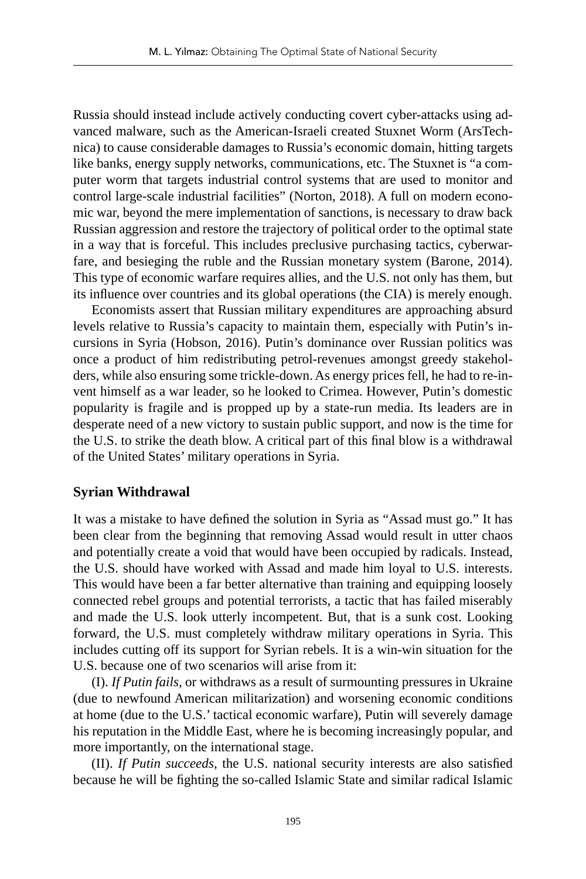Russia should instead include actively conducting covert cyber-attacks using advanced malware, such as the American-Israeli created Stuxnet Worm (ArsTechnica) to cause considerable damages to Russia's economic domain, hitting targets like banks, energy supply networks, communications, etc. The Stuxnet is "a computer worm that targets industrial control systems that are used to monitor and control large-scale industrial facilities" (Norton, 2018). A full on modern economic war, beyond the mere implementation of sanctions, is necessary to draw back Russian aggression and restore the trajectory of political order to the optimal state in a way that is forceful. This includes preclusive purchasing tactics, cyberwarfare, and besieging the ruble and the Russian monetary system (Barone, 2014). This type of economic warfare requires allies, and the U.S. not only has them, but its influence over countries and its global operations (the CIA) is merely enough.

Economists assert that Russian military expenditures are approaching absurd levels relative to Russia's capacity to maintain them, especially with Putin's incursions in Syria (Hobson, 2016). Putin's dominance over Russian politics was once a product of him redistributing petrol-revenues amongst greedy stakeholders, while also ensuring some trickle-down. As energy prices fell, he had to re-invent himself as a war leader, so he looked to Crimea. However, Putin's domestic popularity is fragile and is propped up by a state-run media. Its leaders are in desperate need of a new victory to sustain public support, and now is the time for the U.S. to strike the death blow. A critical part of this final blow is a withdrawal of the United States' military operations in Syria.

## Syrian Withdrawal

It was a mistake to have defined the solution in Syria as "Assad must go." It has been clear from the beginning that removing Assad would result in utter chaos and potentially create a void that would have been occupied by radicals. Instead, the U.S. should have worked with Assad and made him loyal to U.S. interests. This would have been a far better alternative than training and equipping loosely connected rebel groups and potential terrorists, a tactic that has failed miserably and made the U.S. look utterly incompetent. But, that is a sunk cost. Looking forward, the U.S. must completely withdraw military operations in Syria. This includes cutting off its support for Syrian rebels. It is a win-win situation for the U.S. because one of two scenarios will arise from it:

(I). *If Putin fails*, or withdraws as a result of surmounting pressures in Ukraine (due to newfound American militarization) and worsening economic conditions at home (due to the U.S.' tactical economic warfare), Putin will severely damage his reputation in the Middle East, where he is becoming increasingly popular, and more importantly, on the international stage.

(II). *If Putin succeeds*, the U.S. national security interests are also satisfied because he will be fighting the so-called Islamic State and similar radical Islamic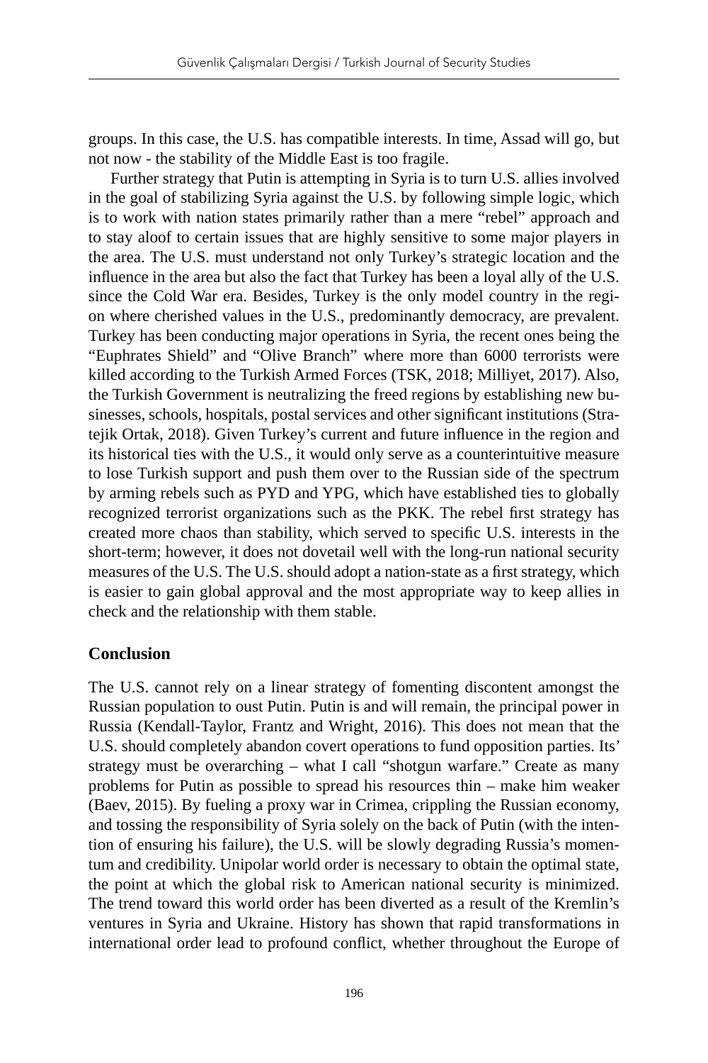groups. In this case, the U.S. has compatible interests. In time, Assad will go, but not now - the stability of the Middle East is too fragile.

Further strategy that Putin is attempting in Syria is to turn U.S. allies involved in the goal of stabilizing Syria against the U.S. by following simple logic, which is to work with nation states primarily rather than a mere "rebel" approach and to stay aloof to certain issues that are highly sensitive to some major players in the area. The U.S. must understand not only Turkey's strategic location and the influence in the area but also the fact that Turkey has been a loyal ally of the U.S. since the Cold War era. Besides, Turkey is the only model country in the region where cherished values in the U.S., predominantly democracy, are prevalent. Turkey has been conducting major operations in Syria, the recent ones being the "Euphrates Shield" and "Olive Branch" where more than 6000 terrorists were killed according to the Turkish Armed Forces (TSK, 2018; Milliyet, 2017). Also, the Turkish Government is neutralizing the freed regions by establishing new businesses, schools, hospitals, postal services and other significant institutions (Stratejik Ortak, 2018). Given Turkey's current and future influence in the region and its historical ties with the U.S., it would only serve as a counterintuitive measure to lose Turkish support and push them over to the Russian side of the spectrum by arming rebels such as PYD and YPG, which have established ties to globally recognized terrorist organizations such as the PKK. The rebel first strategy has created more chaos than stability, which served to specific U.S. interests in the short-term; however, it does not dovetail well with the long-run national security measures of the U.S. The U.S. should adopt a nation-state as a first strategy, which is easier to gain global approval and the most appropriate way to keep allies in check and the relationship with them stable.

## Conclusion

The U.S. cannot rely on a linear strategy of fomenting discontent amongst the Russian population to oust Putin. Putin is and will remain, the principal power in Russia (Kendall-Taylor, Frantz and Wright, 2016). This does not mean that the U.S. should completely abandon covert operations to fund opposition parties. Its' strategy must be overarching – what I call "shotgun warfare." Create as many problems for Putin as possible to spread his resources thin – make him weaker (Baev, 2015). By fueling a proxy war in Crimea, crippling the Russian economy, and tossing the responsibility of Syria solely on the back of Putin (with the intention of ensuring his failure), the U.S. will be slowly degrading Russia's momentum and credibility. Unipolar world order is necessary to obtain the optimal state, the point at which the global risk to American national security is minimized. The trend toward this world order has been diverted as a result of the Kremlin's ventures in Syria and Ukraine. History has shown that rapid transformations in international order lead to profound conflict, whether throughout the Europe of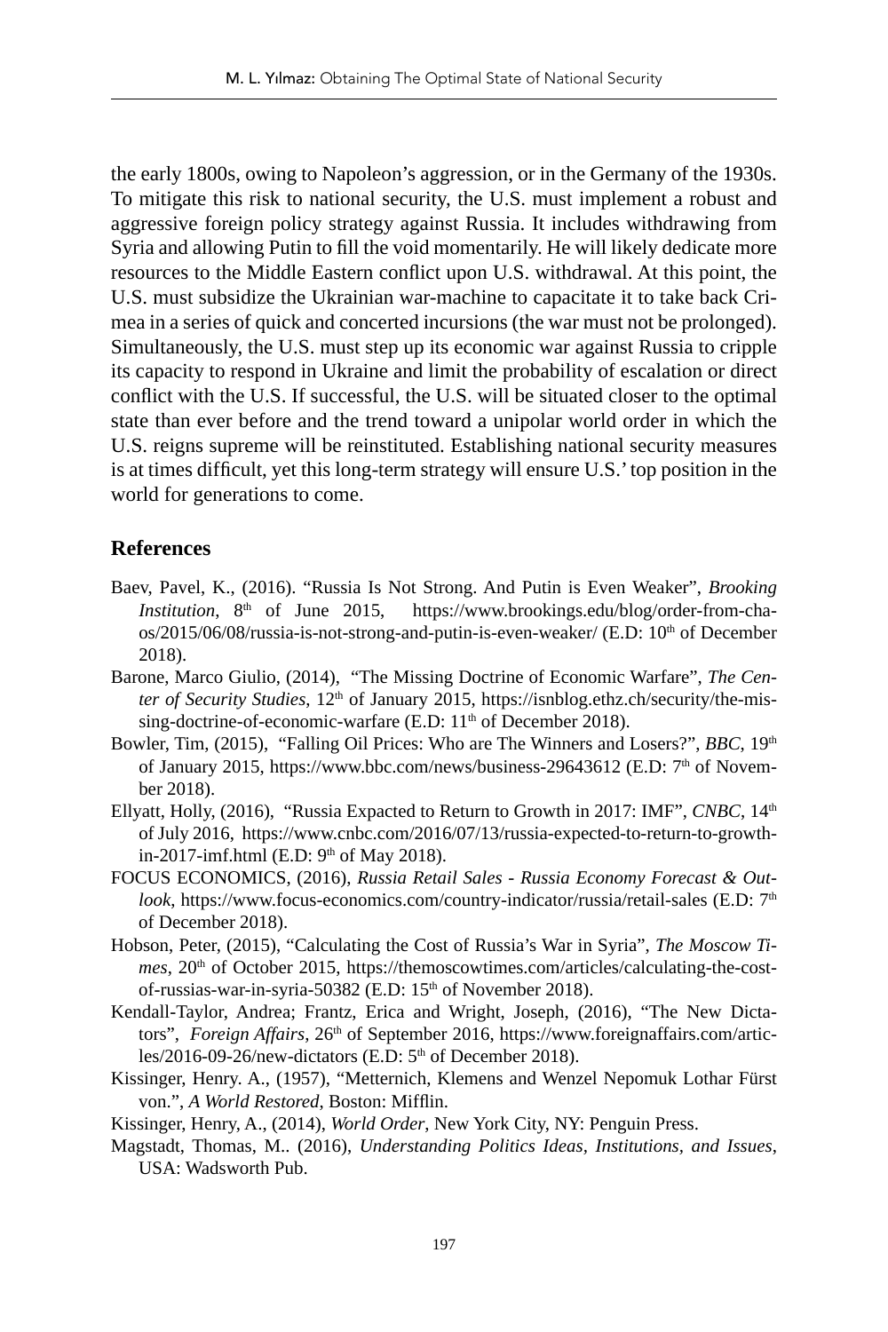the early 1800s, owing to Napoleon's aggression, or in the Germany of the 1930s. To mitigate this risk to national security, the U.S. must implement a robust and aggressive foreign policy strategy against Russia. It includes withdrawing from Syria and allowing Putin to fill the void momentarily. He will likely dedicate more resources to the Middle Eastern conflict upon U.S. withdrawal. At this point, the U.S. must subsidize the Ukrainian war-machine to capacitate it to take back Crimea in a series of quick and concerted incursions (the war must not be prolonged). Simultaneously, the U.S. must step up its economic war against Russia to cripple its capacity to respond in Ukraine and limit the probability of escalation or direct conflict with the U.S. If successful, the U.S. will be situated closer to the optimal state than ever before and the trend toward a unipolar world order in which the U.S. reigns supreme will be reinstituted. Establishing national security measures is at times difficult, yet this long-term strategy will ensure U.S.' top position in the world for generations to come.

## References

Baev, Pavel, K., (2016). "Russia Is Not Strong. And Putin is Even Weaker", *Brooking Institution*, 8th of June 2015, https://www.brookings.edu/blog/order-from-chaos/2015/06/08/russia-is-not-strong-and-putin-is-even-weaker/ (E.D: 10th of December 2018).

Barone, Marco Giulio, (2014), "The Missing Doctrine of Economic Warfare", *The Center of Security Studies*, 12th of January 2015, https://isnblog.ethz.ch/security/the-missing-doctrine-of-economic-warfare (E.D: 11th of December 2018).

Bowler, Tim, (2015), "Falling Oil Prices: Who are The Winners and Losers?", *BBC*, 19th of January 2015, https://www.bbc.com/news/business-29643612 (E.D: 7th of November 2018).

Ellyatt, Holly, (2016), "Russia Expacted to Return to Growth in 2017: IMF", *CNBC*, 14th of July 2016, https://www.cnbc.com/2016/07/13/russia-expected-to-return-to-growth-in-2017-imf.html (E.D: 9th of May 2018).

FOCUS ECONOMICS, (2016), *Russia Retail Sales - Russia Economy Forecast & Outlook*, https://www.focus-economics.com/country-indicator/russia/retail-sales (E.D: 7th of December 2018).

Hobson, Peter, (2015), "Calculating the Cost of Russia's War in Syria", *The Moscow Times*, 20th of October 2015, https://themoscowtimes.com/articles/calculating-the-cost-of-russias-war-in-syria-50382 (E.D: 15th of November 2018).

Kendall-Taylor, Andrea; Frantz, Erica and Wright, Joseph, (2016), "The New Dictators", *Foreign Affairs*, 26th of September 2016, https://www.foreignaffairs.com/articles/2016-09-26/new-dictators (E.D: 5th of December 2018).

Kissinger, Henry. A., (1957), "Metternich, Klemens and Wenzel Nepomuk Lothar Fürst von.", *A World Restored*, Boston: Mifflin.

Kissinger, Henry, A., (2014), *World Order*, New York City, NY: Penguin Press.

Magstadt, Thomas, M.. (2016), *Understanding Politics Ideas, Institutions, and Issues*, USA: Wadsworth Pub.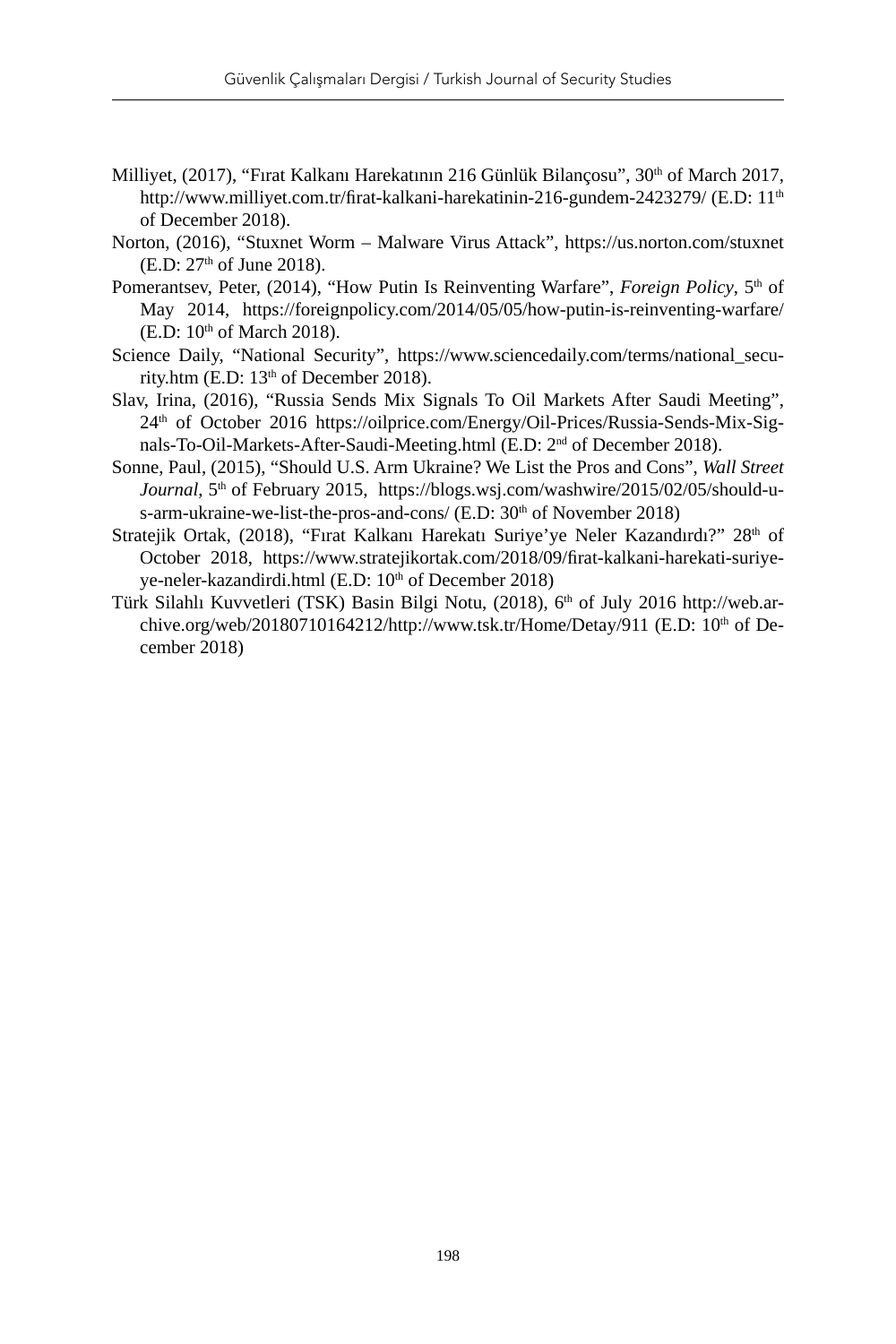Milliyet, (2017), "Fırat Kalkanı Harekatının 216 Günlük Bilançosu", 30th of March 2017, http://www.milliyet.com.tr/firat-kalkani-harekatinin-216-gundem-2423279/ (E.D: 11th of December 2018).

Norton, (2016), "Stuxnet Worm – Malware Virus Attack", https://us.norton.com/stuxnet (E.D: 27th of June 2018).

Pomerantsev, Peter, (2014), "How Putin Is Reinventing Warfare", *Foreign Policy*, 5th of May 2014, https://foreignpolicy.com/2014/05/05/how-putin-is-reinventing-warfare/ (E.D: 10th of March 2018).

Science Daily, "National Security", https://www.sciencedaily.com/terms/national_security.htm (E.D: 13th of December 2018).

Slav, Irina, (2016), "Russia Sends Mix Signals To Oil Markets After Saudi Meeting", 24th of October 2016 https://oilprice.com/Energy/Oil-Prices/Russia-Sends-Mix-Signals-To-Oil-Markets-After-Saudi-Meeting.html (E.D: 2nd of December 2018).

Sonne, Paul, (2015), "Should U.S. Arm Ukraine? We List the Pros and Cons", *Wall Street Journal*, 5th of February 2015, https://blogs.wsj.com/washwire/2015/02/05/should-u-s-arm-ukraine-we-list-the-pros-and-cons/ (E.D: 30th of November 2018)

Stratejik Ortak, (2018), "Fırat Kalkanı Harekatı Suriye'ye Neler Kazandırdı?" 28th of October 2018, https://www.stratejikortak.com/2018/09/firat-kalkani-harekati-suriyeye-neler-kazandirdi.html (E.D: 10th of December 2018)

Türk Silahlı Kuvvetleri (TSK) Basin Bilgi Notu, (2018), 6th of July 2016 http://web.archive.org/web/20180710164212/http://www.tsk.tr/Home/Detay/911 (E.D: 10th of December 2018)